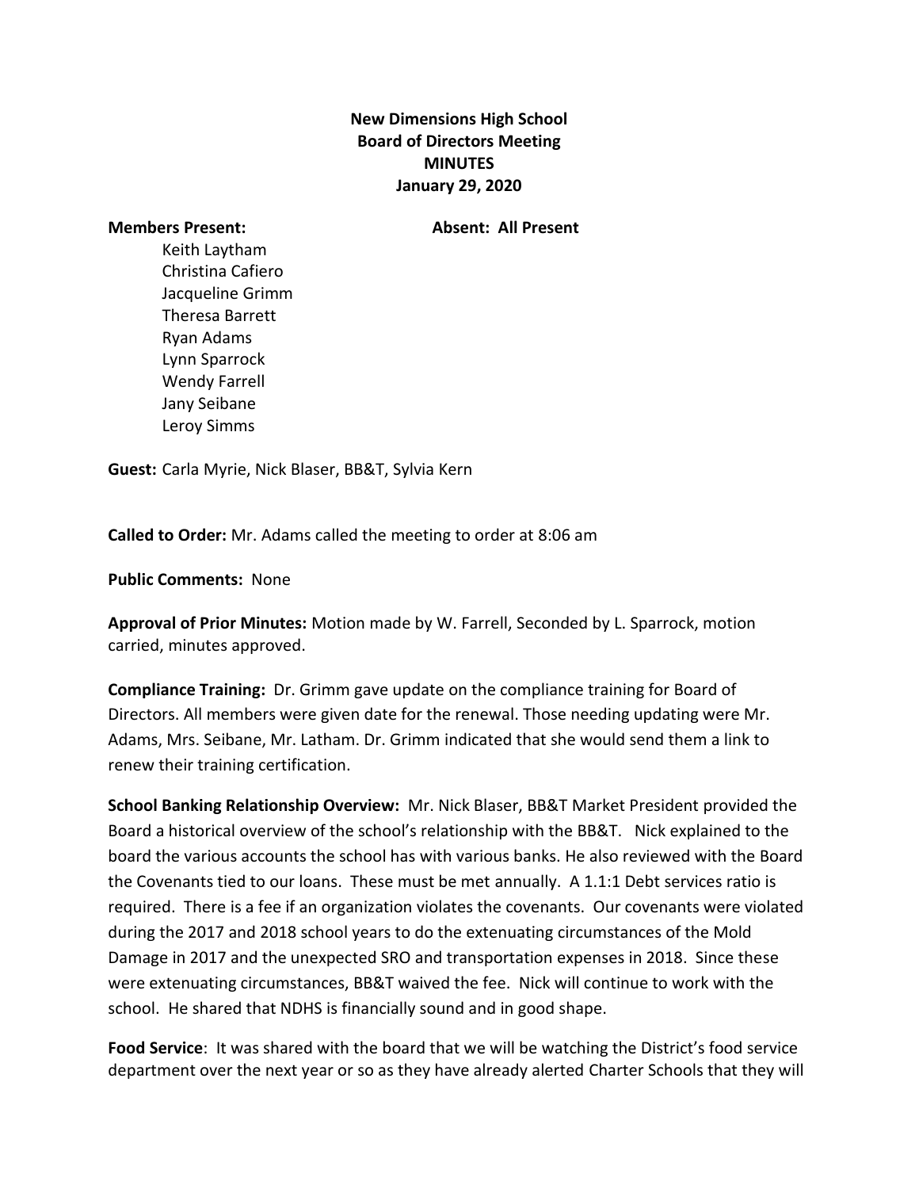**New Dimensions High School**
**Board of Directors Meeting**
**MINUTES**
**January 29, 2020**

**Members Present:**

- Keith Laytham
- Christina Cafiero
- Jacqueline Grimm
- Theresa Barrett
- Ryan Adams
- Lynn Sparrock
- Wendy Farrell
- Jany Seibane
- Leroy Simms

**Absent: All Present**

**Guest:** Carla Myrie, Nick Blaser, BB&T, Sylvia Kern

**Called to Order:** Mr. Adams called the meeting to order at 8:06 am

**Public Comments:** None

**Approval of Prior Minutes:** Motion made by W. Farrell, Seconded by L. Sparrock, motion carried, minutes approved.

**Compliance Training:** Dr. Grimm gave update on the compliance training for Board of Directors. All members were given date for the renewal. Those needing updating were Mr. Adams, Mrs. Seibane, Mr. Latham. Dr. Grimm indicated that she would send them a link to renew their training certification.

**School Banking Relationship Overview:** Mr. Nick Blaser, BB&T Market President provided the Board a historical overview of the school's relationship with the BB&T. Nick explained to the board the various accounts the school has with various banks. He also reviewed with the Board the Covenants tied to our loans. These must be met annually. A 1.1:1 Debt services ratio is required. There is a fee if an organization violates the covenants. Our covenants were violated during the 2017 and 2018 school years to do the extenuating circumstances of the Mold Damage in 2017 and the unexpected SRO and transportation expenses in 2018. Since these were extenuating circumstances, BB&T waived the fee. Nick will continue to work with the school. He shared that NDHS is financially sound and in good shape.

**Food Service**: It was shared with the board that we will be watching the District's food service department over the next year or so as they have already alerted Charter Schools that they will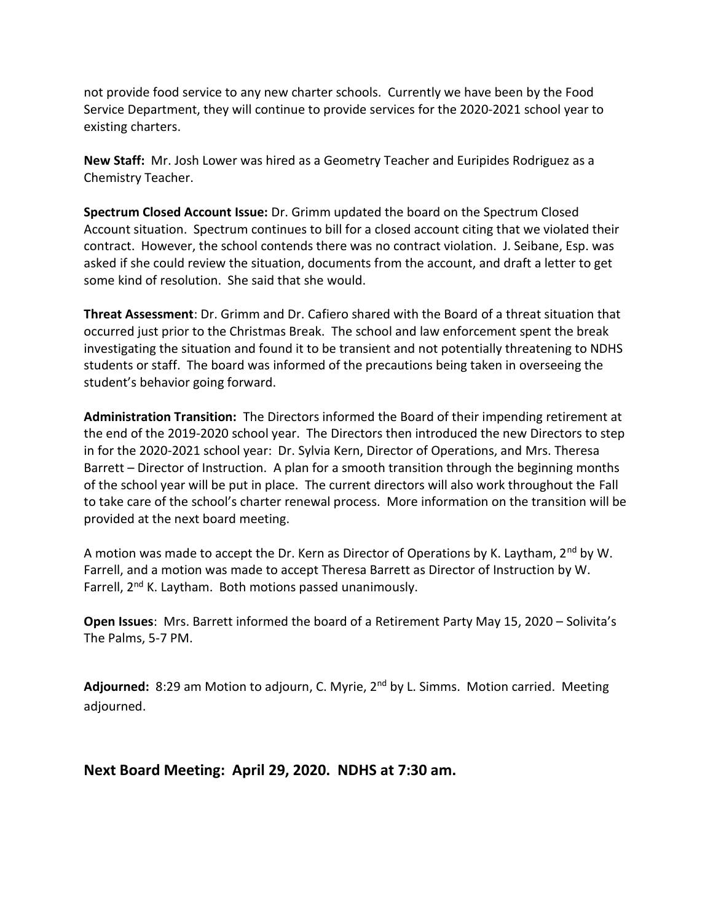not provide food service to any new charter schools. Currently we have been by the Food Service Department, they will continue to provide services for the 2020-2021 school year to existing charters.

**New Staff:** Mr. Josh Lower was hired as a Geometry Teacher and Euripides Rodriguez as a Chemistry Teacher.

**Spectrum Closed Account Issue:** Dr. Grimm updated the board on the Spectrum Closed Account situation. Spectrum continues to bill for a closed account citing that we violated their contract. However, the school contends there was no contract violation. J. Seibane, Esp. was asked if she could review the situation, documents from the account, and draft a letter to get some kind of resolution. She said that she would.

**Threat Assessment**: Dr. Grimm and Dr. Cafiero shared with the Board of a threat situation that occurred just prior to the Christmas Break. The school and law enforcement spent the break investigating the situation and found it to be transient and not potentially threatening to NDHS students or staff. The board was informed of the precautions being taken in overseeing the student's behavior going forward.

**Administration Transition:** The Directors informed the Board of their impending retirement at the end of the 2019-2020 school year. The Directors then introduced the new Directors to step in for the 2020-2021 school year: Dr. Sylvia Kern, Director of Operations, and Mrs. Theresa Barrett – Director of Instruction. A plan for a smooth transition through the beginning months of the school year will be put in place. The current directors will also work throughout the Fall to take care of the school's charter renewal process. More information on the transition will be provided at the next board meeting.

A motion was made to accept the Dr. Kern as Director of Operations by K. Laytham, 2nd by W. Farrell, and a motion was made to accept Theresa Barrett as Director of Instruction by W. Farrell, 2nd K. Laytham. Both motions passed unanimously.

**Open Issues**: Mrs. Barrett informed the board of a Retirement Party May 15, 2020 – Solivita's The Palms, 5-7 PM.

**Adjourned:** 8:29 am Motion to adjourn, C. Myrie, 2nd by L. Simms. Motion carried. Meeting adjourned.

## Next Board Meeting: April 29, 2020. NDHS at 7:30 am.